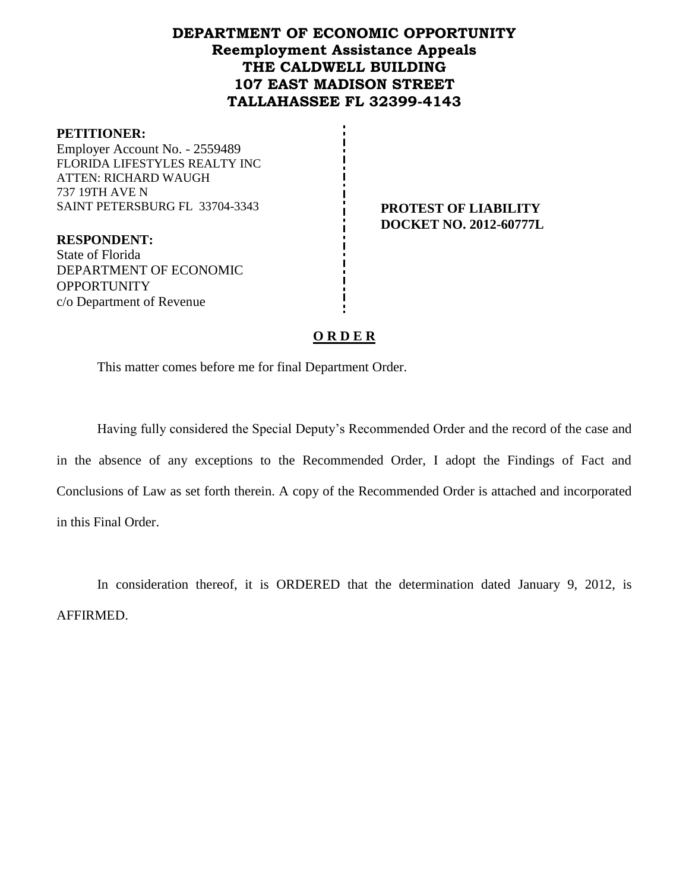# DEPARTMENT OF ECONOMIC OPPORTUNITY
## Reemployment Assistance Appeals
## THE CALDWELL BUILDING
## 107 EAST MADISON STREET
## TALLAHASSEE FL 32399-4143

**PETITIONER:**
Employer Account No. - 2559489
FLORIDA LIFESTYLES REALTY INC
ATTEN: RICHARD WAUGH
737 19TH AVE N
SAINT PETERSBURG FL 33704-3343

**PROTEST OF LIABILITY**
**DOCKET NO. 2012-60777L**

**RESPONDENT:**
State of Florida
DEPARTMENT OF ECONOMIC OPPORTUNITY
c/o Department of Revenue

**O R D E R**

This matter comes before me for final Department Order.

Having fully considered the Special Deputy's Recommended Order and the record of the case and in the absence of any exceptions to the Recommended Order, I adopt the Findings of Fact and Conclusions of Law as set forth therein. A copy of the Recommended Order is attached and incorporated in this Final Order.

In consideration thereof, it is ORDERED that the determination dated January 9, 2012, is AFFIRMED.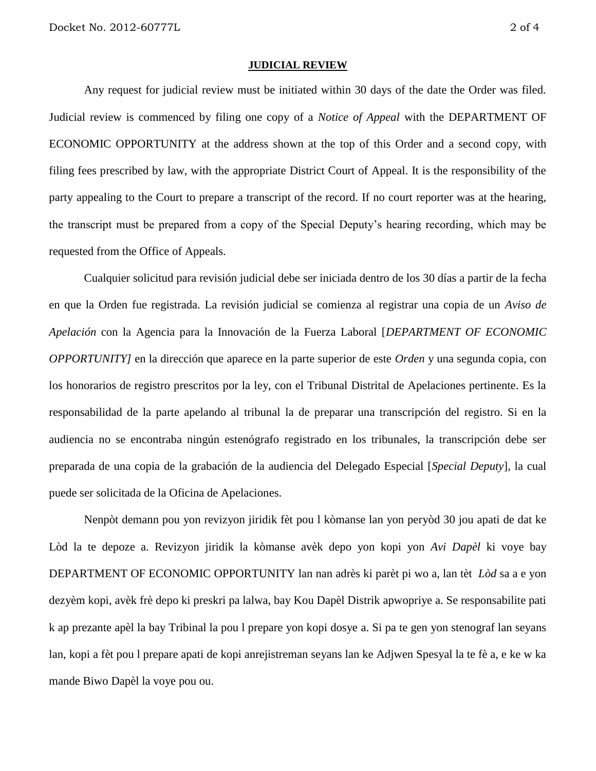## JUDICIAL REVIEW

Any request for judicial review must be initiated within 30 days of the date the Order was filed. Judicial review is commenced by filing one copy of a *Notice of Appeal* with the DEPARTMENT OF ECONOMIC OPPORTUNITY at the address shown at the top of this Order and a second copy, with filing fees prescribed by law, with the appropriate District Court of Appeal. It is the responsibility of the party appealing to the Court to prepare a transcript of the record. If no court reporter was at the hearing, the transcript must be prepared from a copy of the Special Deputy's hearing recording, which may be requested from the Office of Appeals.

Cualquier solicitud para revisión judicial debe ser iniciada dentro de los 30 días a partir de la fecha en que la Orden fue registrada. La revisión judicial se comienza al registrar una copia de un *Aviso de Apelación* con la Agencia para la Innovación de la Fuerza Laboral [*DEPARTMENT OF ECONOMIC OPPORTUNITY]* en la dirección que aparece en la parte superior de este *Orden* y una segunda copia, con los honorarios de registro prescritos por la ley, con el Tribunal Distrital de Apelaciones pertinente. Es la responsabilidad de la parte apelando al tribunal la de preparar una transcripción del registro. Si en la audiencia no se encontraba ningún estenógrafo registrado en los tribunales, la transcripción debe ser preparada de una copia de la grabación de la audiencia del Delegado Especial [*Special Deputy*], la cual puede ser solicitada de la Oficina de Apelaciones.

Nenpòt demann pou yon revizyon jiridik fèt pou l kòmanse lan yon peryòd 30 jou apati de dat ke Lòd la te depoze a. Revizyon jiridik la kòmanse avèk depo yon kopi yon *Avi Dapèl* ki voye bay DEPARTMENT OF ECONOMIC OPPORTUNITY lan nan adrès ki parèt pi wo a, lan tèt *Lòd* sa a e yon dezyèm kopi, avèk frè depo ki preskri pa lalwa, bay Kou Dapèl Distrik apwopriye a. Se responsabilite pati k ap prezante apèl la bay Tribinal la pou l prepare yon kopi dosye a. Si pa te gen yon stenograf lan seyans lan, kopi a fèt pou l prepare apati de kopi anrejistreman seyans lan ke Adjwen Spesyal la te fè a, e ke w ka mande Biwo Dapèl la voye pou ou.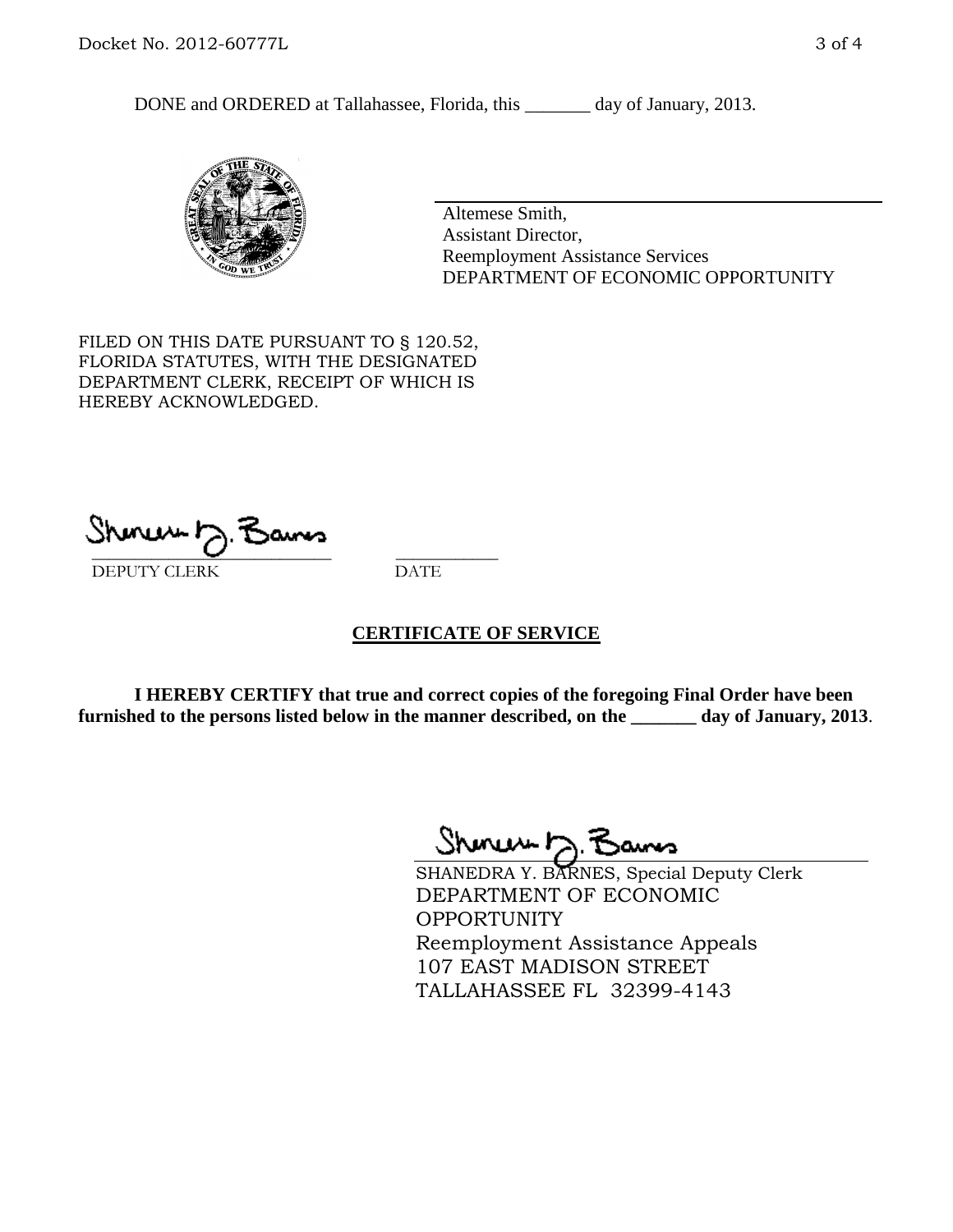DONE and ORDERED at Tallahassee, Florida, this _______ day of January, 2013.

Altemese Smith,
Assistant Director,
Reemployment Assistance Services
DEPARTMENT OF ECONOMIC OPPORTUNITY

FILED ON THIS DATE PURSUANT TO § 120.52, FLORIDA STATUTES, WITH THE DESIGNATED DEPARTMENT CLERK, RECEIPT OF WHICH IS HEREBY ACKNOWLEDGED.

_____________________________ ___________
DEPUTY CLERK DATE

**CERTIFICATE OF SERVICE**

**I HEREBY CERTIFY that true and correct copies of the foregoing Final Order have been furnished to the persons listed below in the manner described, on the _______ day of January, 2013**.

SHANEDRA Y. BARNES, Special Deputy Clerk
DEPARTMENT OF ECONOMIC OPPORTUNITY
Reemployment Assistance Appeals
107 EAST MADISON STREET
TALLAHASSEE FL 32399-4143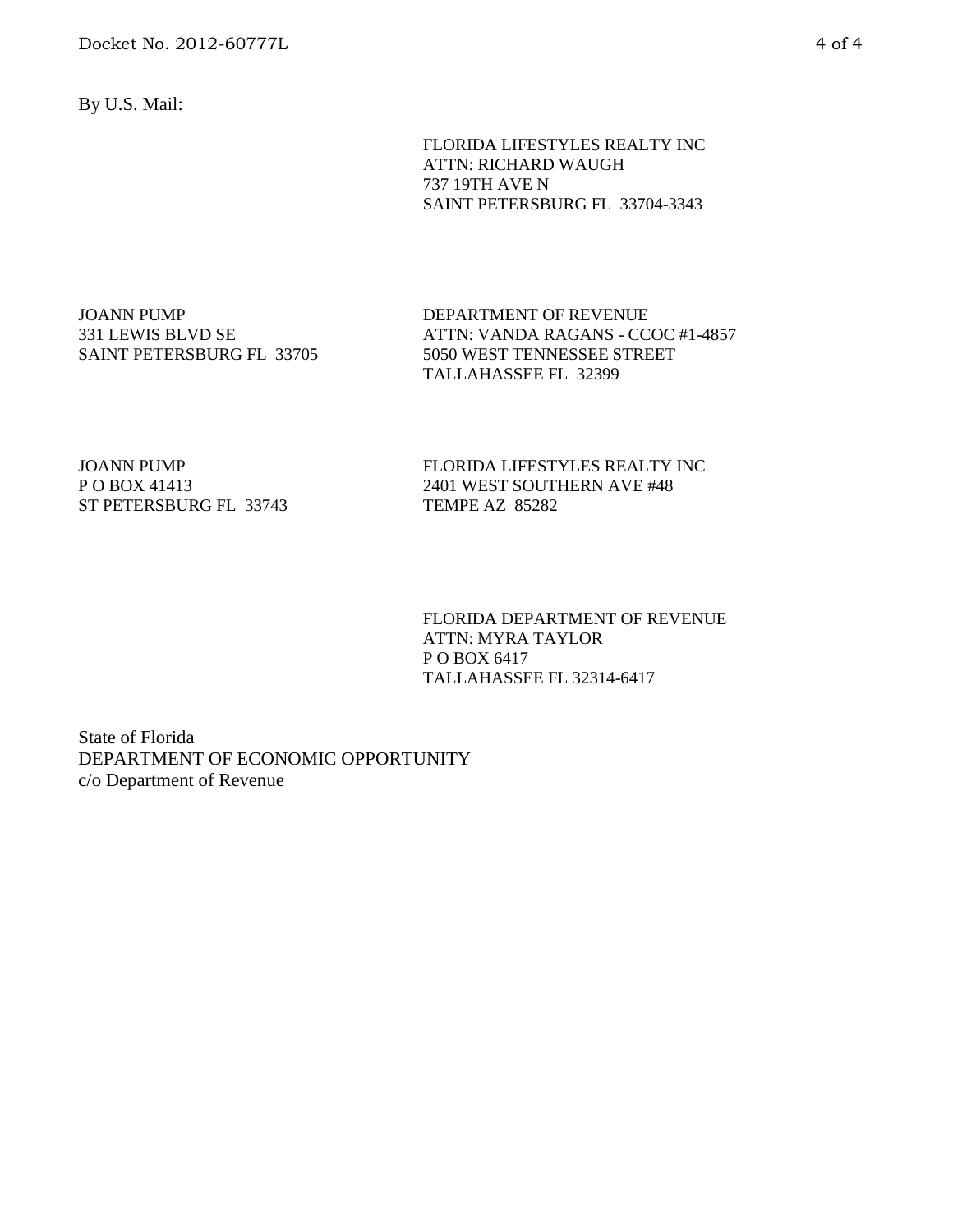By U.S. Mail:

FLORIDA LIFESTYLES REALTY INC
ATTN: RICHARD WAUGH
737 19TH AVE N
SAINT PETERSBURG FL 33704-3343

JOANN PUMP
331 LEWIS BLVD SE
SAINT PETERSBURG FL 33705

DEPARTMENT OF REVENUE
ATTN: VANDA RAGANS - CCOC #1-4857
5050 WEST TENNESSEE STREET
TALLAHASSEE FL 32399

JOANN PUMP
P O BOX 41413
ST PETERSBURG FL 33743

FLORIDA LIFESTYLES REALTY INC
2401 WEST SOUTHERN AVE #48
TEMPE AZ 85282

FLORIDA DEPARTMENT OF REVENUE
ATTN: MYRA TAYLOR
P O BOX 6417
TALLAHASSEE FL 32314-6417

State of Florida
DEPARTMENT OF ECONOMIC OPPORTUNITY
c/o Department of Revenue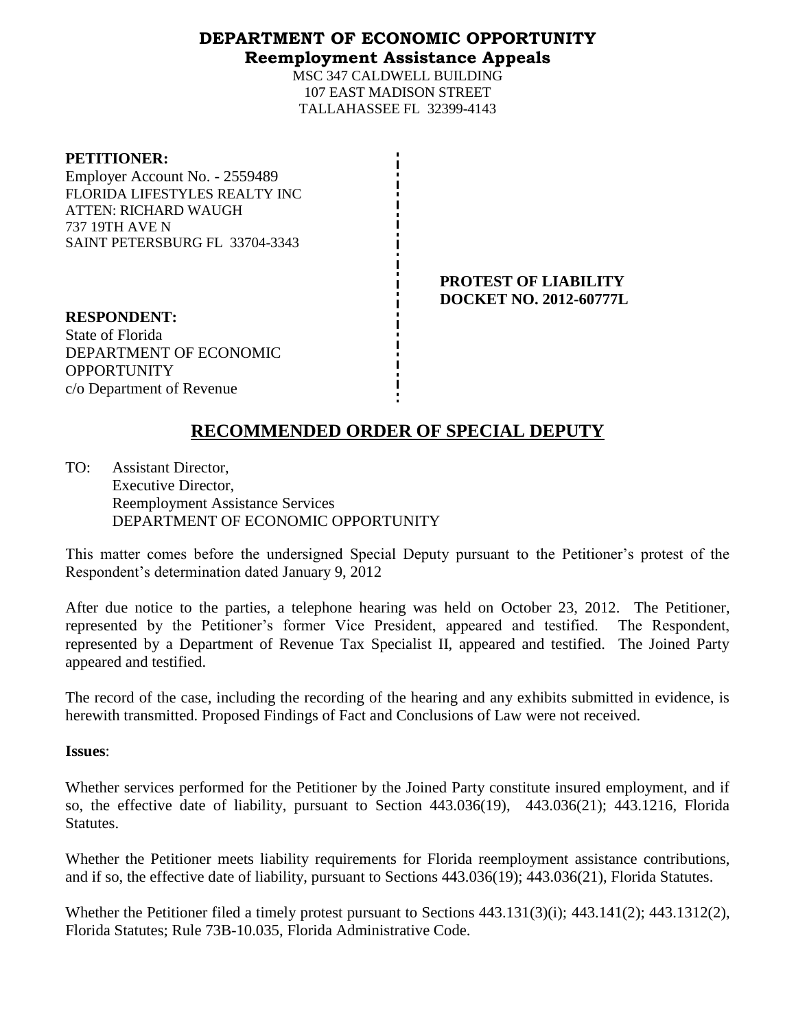**DEPARTMENT OF ECONOMIC OPPORTUNITY**
**Reemployment Assistance Appeals**

MSC 347 CALDWELL BUILDING
107 EAST MADISON STREET
TALLAHASSEE FL 32399-4143

**PETITIONER:**
Employer Account No. - 2559489
FLORIDA LIFESTYLES REALTY INC
ATTEN: RICHARD WAUGH
737 19TH AVE N
SAINT PETERSBURG FL 33704-3343

**PROTEST OF LIABILITY**
**DOCKET NO. 2012-60777L**

**RESPONDENT:**
State of Florida
DEPARTMENT OF ECONOMIC OPPORTUNITY
c/o Department of Revenue

# RECOMMENDED ORDER OF SPECIAL DEPUTY

TO: Assistant Director,
Executive Director,
Reemployment Assistance Services
DEPARTMENT OF ECONOMIC OPPORTUNITY

This matter comes before the undersigned Special Deputy pursuant to the Petitioner's protest of the Respondent's determination dated January 9, 2012

After due notice to the parties, a telephone hearing was held on October 23, 2012. The Petitioner, represented by the Petitioner's former Vice President, appeared and testified. The Respondent, represented by a Department of Revenue Tax Specialist II, appeared and testified. The Joined Party appeared and testified.

The record of the case, including the recording of the hearing and any exhibits submitted in evidence, is herewith transmitted. Proposed Findings of Fact and Conclusions of Law were not received.

**Issues**:

Whether services performed for the Petitioner by the Joined Party constitute insured employment, and if so, the effective date of liability, pursuant to Section 443.036(19), 443.036(21); 443.1216, Florida Statutes.

Whether the Petitioner meets liability requirements for Florida reemployment assistance contributions, and if so, the effective date of liability, pursuant to Sections 443.036(19); 443.036(21), Florida Statutes.

Whether the Petitioner filed a timely protest pursuant to Sections 443.131(3)(i); 443.141(2); 443.1312(2), Florida Statutes; Rule 73B-10.035, Florida Administrative Code.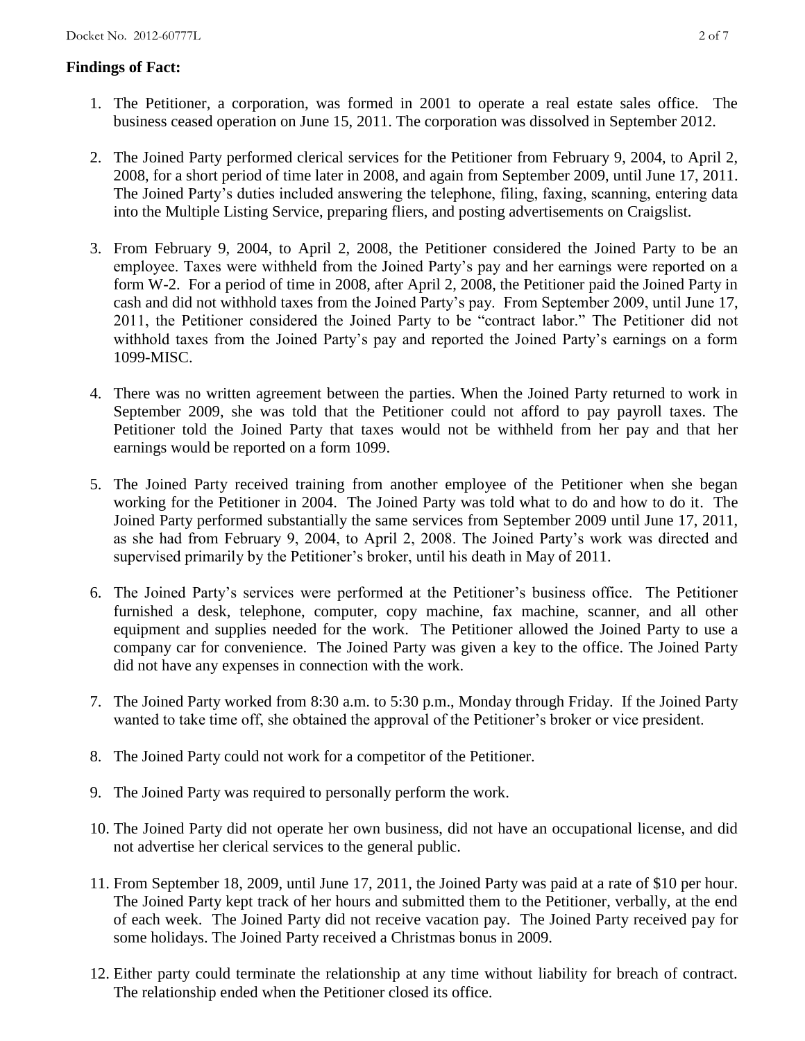**Findings of Fact:**

1. The Petitioner, a corporation, was formed in 2001 to operate a real estate sales office. The business ceased operation on June 15, 2011. The corporation was dissolved in September 2012.

2. The Joined Party performed clerical services for the Petitioner from February 9, 2004, to April 2, 2008, for a short period of time later in 2008, and again from September 2009, until June 17, 2011. The Joined Party's duties included answering the telephone, filing, faxing, scanning, entering data into the Multiple Listing Service, preparing fliers, and posting advertisements on Craigslist.

3. From February 9, 2004, to April 2, 2008, the Petitioner considered the Joined Party to be an employee. Taxes were withheld from the Joined Party's pay and her earnings were reported on a form W-2. For a period of time in 2008, after April 2, 2008, the Petitioner paid the Joined Party in cash and did not withhold taxes from the Joined Party's pay. From September 2009, until June 17, 2011, the Petitioner considered the Joined Party to be "contract labor." The Petitioner did not withhold taxes from the Joined Party's pay and reported the Joined Party's earnings on a form 1099-MISC.

4. There was no written agreement between the parties. When the Joined Party returned to work in September 2009, she was told that the Petitioner could not afford to pay payroll taxes. The Petitioner told the Joined Party that taxes would not be withheld from her pay and that her earnings would be reported on a form 1099.

5. The Joined Party received training from another employee of the Petitioner when she began working for the Petitioner in 2004. The Joined Party was told what to do and how to do it. The Joined Party performed substantially the same services from September 2009 until June 17, 2011, as she had from February 9, 2004, to April 2, 2008. The Joined Party's work was directed and supervised primarily by the Petitioner's broker, until his death in May of 2011.

6. The Joined Party's services were performed at the Petitioner's business office. The Petitioner furnished a desk, telephone, computer, copy machine, fax machine, scanner, and all other equipment and supplies needed for the work. The Petitioner allowed the Joined Party to use a company car for convenience. The Joined Party was given a key to the office. The Joined Party did not have any expenses in connection with the work.

7. The Joined Party worked from 8:30 a.m. to 5:30 p.m., Monday through Friday. If the Joined Party wanted to take time off, she obtained the approval of the Petitioner's broker or vice president.

8. The Joined Party could not work for a competitor of the Petitioner.

9. The Joined Party was required to personally perform the work.

10. The Joined Party did not operate her own business, did not have an occupational license, and did not advertise her clerical services to the general public.

11. From September 18, 2009, until June 17, 2011, the Joined Party was paid at a rate of $10 per hour. The Joined Party kept track of her hours and submitted them to the Petitioner, verbally, at the end of each week. The Joined Party did not receive vacation pay. The Joined Party received pay for some holidays. The Joined Party received a Christmas bonus in 2009.

12. Either party could terminate the relationship at any time without liability for breach of contract. The relationship ended when the Petitioner closed its office.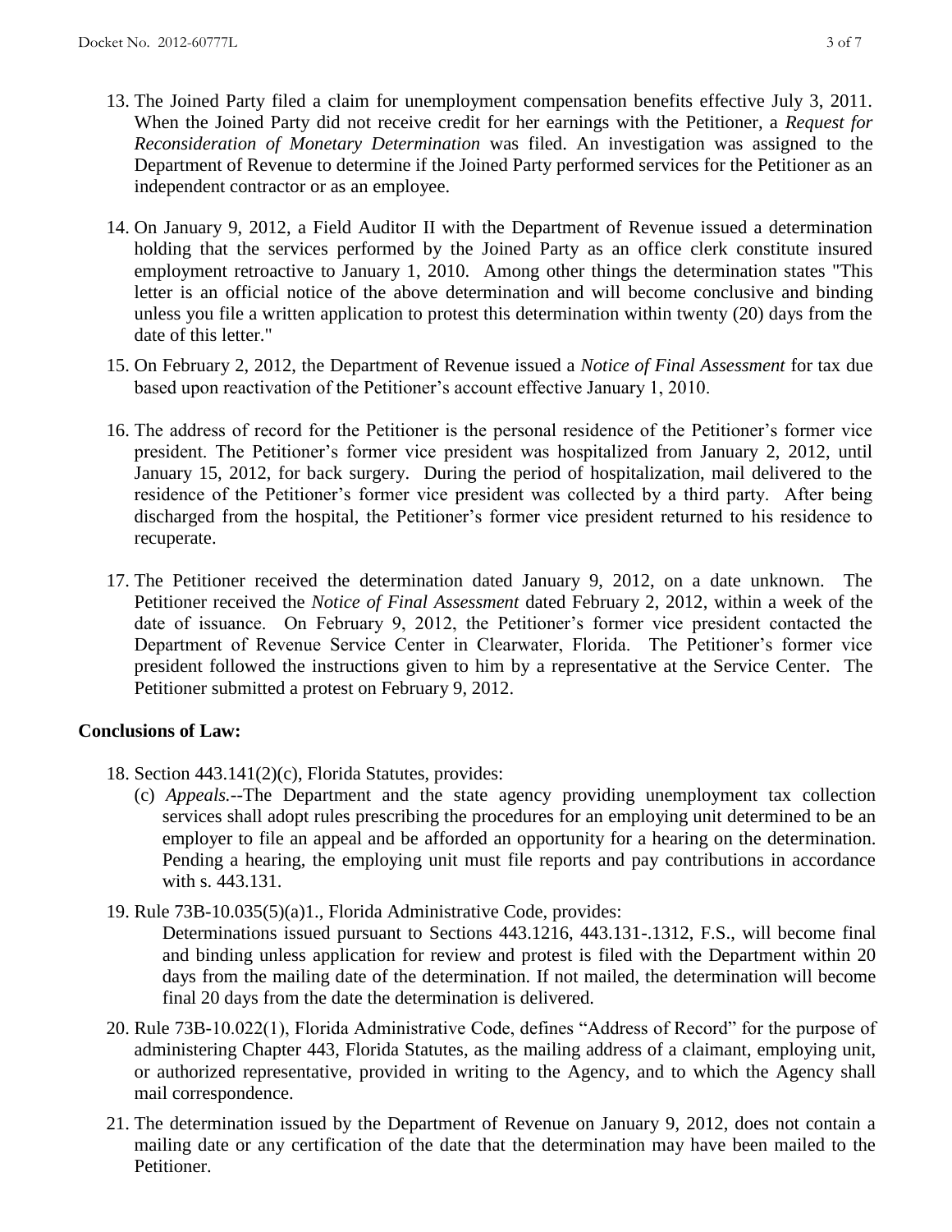13. The Joined Party filed a claim for unemployment compensation benefits effective July 3, 2011. When the Joined Party did not receive credit for her earnings with the Petitioner, a *Request for Reconsideration of Monetary Determination* was filed. An investigation was assigned to the Department of Revenue to determine if the Joined Party performed services for the Petitioner as an independent contractor or as an employee.

14. On January 9, 2012, a Field Auditor II with the Department of Revenue issued a determination holding that the services performed by the Joined Party as an office clerk constitute insured employment retroactive to January 1, 2010. Among other things the determination states "This letter is an official notice of the above determination and will become conclusive and binding unless you file a written application to protest this determination within twenty (20) days from the date of this letter."

15. On February 2, 2012, the Department of Revenue issued a *Notice of Final Assessment* for tax due based upon reactivation of the Petitioner's account effective January 1, 2010.

16. The address of record for the Petitioner is the personal residence of the Petitioner's former vice president. The Petitioner's former vice president was hospitalized from January 2, 2012, until January 15, 2012, for back surgery. During the period of hospitalization, mail delivered to the residence of the Petitioner's former vice president was collected by a third party. After being discharged from the hospital, the Petitioner's former vice president returned to his residence to recuperate.

17. The Petitioner received the determination dated January 9, 2012, on a date unknown. The Petitioner received the *Notice of Final Assessment* dated February 2, 2012, within a week of the date of issuance. On February 9, 2012, the Petitioner's former vice president contacted the Department of Revenue Service Center in Clearwater, Florida. The Petitioner's former vice president followed the instructions given to him by a representative at the Service Center. The Petitioner submitted a protest on February 9, 2012.

**Conclusions of Law:**

18. Section 443.141(2)(c), Florida Statutes, provides:
    (c) *Appeals.*--The Department and the state agency providing unemployment tax collection services shall adopt rules prescribing the procedures for an employing unit determined to be an employer to file an appeal and be afforded an opportunity for a hearing on the determination. Pending a hearing, the employing unit must file reports and pay contributions in accordance with s. 443.131.

19. Rule 73B-10.035(5)(a)1., Florida Administrative Code, provides:
    Determinations issued pursuant to Sections 443.1216, 443.131-.1312, F.S., will become final and binding unless application for review and protest is filed with the Department within 20 days from the mailing date of the determination. If not mailed, the determination will become final 20 days from the date the determination is delivered.

20. Rule 73B-10.022(1), Florida Administrative Code, defines "Address of Record" for the purpose of administering Chapter 443, Florida Statutes, as the mailing address of a claimant, employing unit, or authorized representative, provided in writing to the Agency, and to which the Agency shall mail correspondence.

21. The determination issued by the Department of Revenue on January 9, 2012, does not contain a mailing date or any certification of the date that the determination may have been mailed to the Petitioner.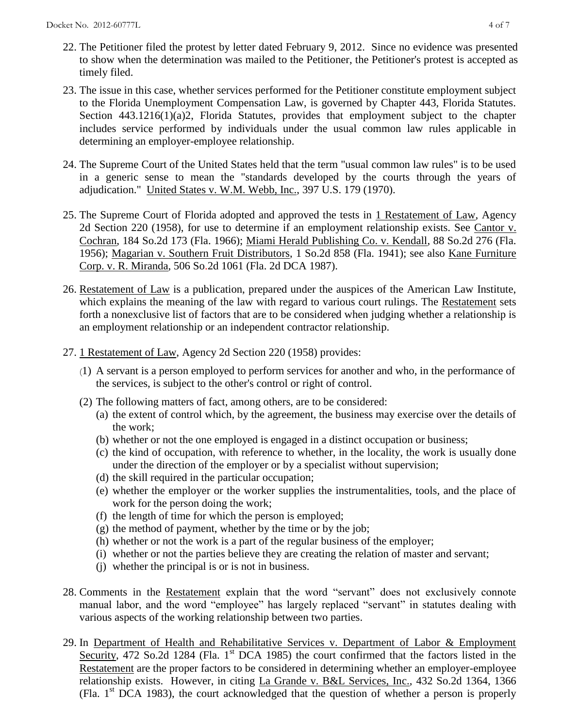22. The Petitioner filed the protest by letter dated February 9, 2012. Since no evidence was presented to show when the determination was mailed to the Petitioner, the Petitioner's protest is accepted as timely filed.

23. The issue in this case, whether services performed for the Petitioner constitute employment subject to the Florida Unemployment Compensation Law, is governed by Chapter 443, Florida Statutes. Section 443.1216(1)(a)2, Florida Statutes, provides that employment subject to the chapter includes service performed by individuals under the usual common law rules applicable in determining an employer-employee relationship.

24. The Supreme Court of the United States held that the term "usual common law rules" is to be used in a generic sense to mean the "standards developed by the courts through the years of adjudication." United States v. W.M. Webb, Inc., 397 U.S. 179 (1970).

25. The Supreme Court of Florida adopted and approved the tests in 1 Restatement of Law, Agency 2d Section 220 (1958), for use to determine if an employment relationship exists. See Cantor v. Cochran, 184 So.2d 173 (Fla. 1966); Miami Herald Publishing Co. v. Kendall, 88 So.2d 276 (Fla. 1956); Magarian v. Southern Fruit Distributors, 1 So.2d 858 (Fla. 1941); see also Kane Furniture Corp. v. R. Miranda, 506 So.2d 1061 (Fla. 2d DCA 1987).

26. Restatement of Law is a publication, prepared under the auspices of the American Law Institute, which explains the meaning of the law with regard to various court rulings. The Restatement sets forth a nonexclusive list of factors that are to be considered when judging whether a relationship is an employment relationship or an independent contractor relationship.

27. 1 Restatement of Law, Agency 2d Section 220 (1958) provides:

    (1) A servant is a person employed to perform services for another and who, in the performance of the services, is subject to the other's control or right of control.

    (2) The following matters of fact, among others, are to be considered:

    (a) the extent of control which, by the agreement, the business may exercise over the details of the work;
    (b) whether or not the one employed is engaged in a distinct occupation or business;
    (c) the kind of occupation, with reference to whether, in the locality, the work is usually done under the direction of the employer or by a specialist without supervision;
    (d) the skill required in the particular occupation;
    (e) whether the employer or the worker supplies the instrumentalities, tools, and the place of work for the person doing the work;
    (f) the length of time for which the person is employed;
    (g) the method of payment, whether by the time or by the job;
    (h) whether or not the work is a part of the regular business of the employer;
    (i) whether or not the parties believe they are creating the relation of master and servant;
    (j) whether the principal is or is not in business.

28. Comments in the Restatement explain that the word "servant" does not exclusively connote manual labor, and the word "employee" has largely replaced "servant" in statutes dealing with various aspects of the working relationship between two parties.

29. In Department of Health and Rehabilitative Services v. Department of Labor & Employment Security, 472 So.2d 1284 (Fla. 1st DCA 1985) the court confirmed that the factors listed in the Restatement are the proper factors to be considered in determining whether an employer-employee relationship exists. However, in citing La Grande v. B&L Services, Inc., 432 So.2d 1364, 1366 (Fla. 1st DCA 1983), the court acknowledged that the question of whether a person is properly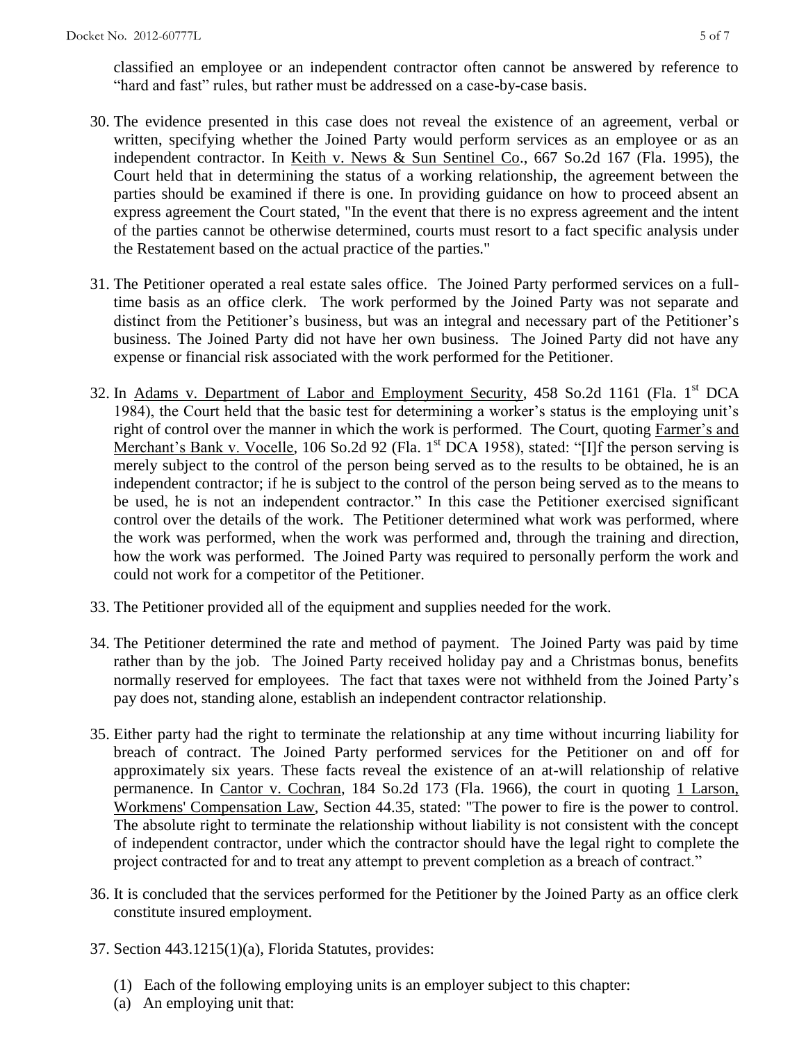classified an employee or an independent contractor often cannot be answered by reference to "hard and fast" rules, but rather must be addressed on a case-by-case basis.

30. The evidence presented in this case does not reveal the existence of an agreement, verbal or written, specifying whether the Joined Party would perform services as an employee or as an independent contractor. In Keith v. News & Sun Sentinel Co., 667 So.2d 167 (Fla. 1995), the Court held that in determining the status of a working relationship, the agreement between the parties should be examined if there is one. In providing guidance on how to proceed absent an express agreement the Court stated, "In the event that there is no express agreement and the intent of the parties cannot be otherwise determined, courts must resort to a fact specific analysis under the Restatement based on the actual practice of the parties."

31. The Petitioner operated a real estate sales office. The Joined Party performed services on a full-time basis as an office clerk. The work performed by the Joined Party was not separate and distinct from the Petitioner's business, but was an integral and necessary part of the Petitioner's business. The Joined Party did not have her own business. The Joined Party did not have any expense or financial risk associated with the work performed for the Petitioner.

32. In Adams v. Department of Labor and Employment Security, 458 So.2d 1161 (Fla. 1st DCA 1984), the Court held that the basic test for determining a worker's status is the employing unit's right of control over the manner in which the work is performed. The Court, quoting Farmer's and Merchant's Bank v. Vocelle, 106 So.2d 92 (Fla. 1st DCA 1958), stated: "[I]f the person serving is merely subject to the control of the person being served as to the results to be obtained, he is an independent contractor; if he is subject to the control of the person being served as to the means to be used, he is not an independent contractor." In this case the Petitioner exercised significant control over the details of the work. The Petitioner determined what work was performed, where the work was performed, when the work was performed and, through the training and direction, how the work was performed. The Joined Party was required to personally perform the work and could not work for a competitor of the Petitioner.

33. The Petitioner provided all of the equipment and supplies needed for the work.

34. The Petitioner determined the rate and method of payment. The Joined Party was paid by time rather than by the job. The Joined Party received holiday pay and a Christmas bonus, benefits normally reserved for employees. The fact that taxes were not withheld from the Joined Party's pay does not, standing alone, establish an independent contractor relationship.

35. Either party had the right to terminate the relationship at any time without incurring liability for breach of contract. The Joined Party performed services for the Petitioner on and off for approximately six years. These facts reveal the existence of an at-will relationship of relative permanence. In Cantor v. Cochran, 184 So.2d 173 (Fla. 1966), the court in quoting 1 Larson, Workmens' Compensation Law, Section 44.35, stated: "The power to fire is the power to control. The absolute right to terminate the relationship without liability is not consistent with the concept of independent contractor, under which the contractor should have the legal right to complete the project contracted for and to treat any attempt to prevent completion as a breach of contract."

36. It is concluded that the services performed for the Petitioner by the Joined Party as an office clerk constitute insured employment.

37. Section 443.1215(1)(a), Florida Statutes, provides:

    (1) Each of the following employing units is an employer subject to this chapter:
    (a) An employing unit that: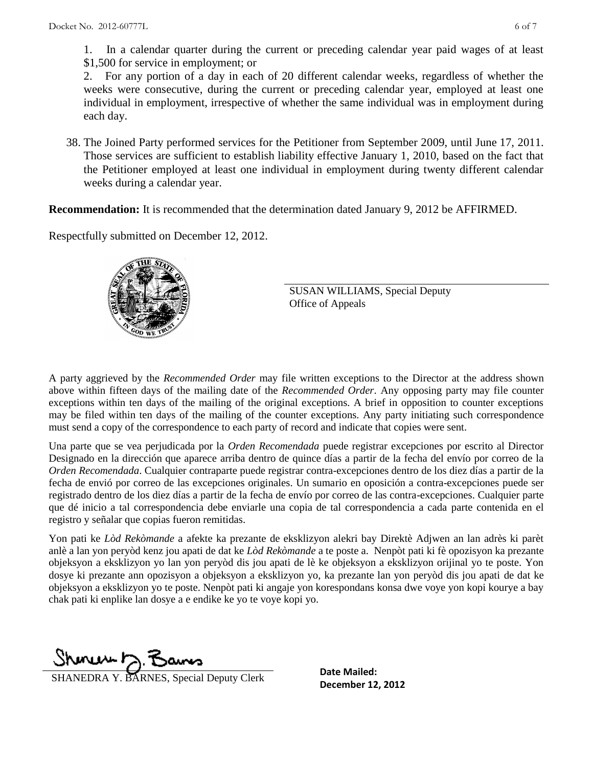1. In a calendar quarter during the current or preceding calendar year paid wages of at least \$1,500 for service in employment; or

2. For any portion of a day in each of 20 different calendar weeks, regardless of whether the weeks were consecutive, during the current or preceding calendar year, employed at least one individual in employment, irrespective of whether the same individual was in employment during each day.

38. The Joined Party performed services for the Petitioner from September 2009, until June 17, 2011. Those services are sufficient to establish liability effective January 1, 2010, based on the fact that the Petitioner employed at least one individual in employment during twenty different calendar weeks during a calendar year.

**Recommendation:** It is recommended that the determination dated January 9, 2012 be AFFIRMED.

Respectfully submitted on December 12, 2012.

SUSAN WILLIAMS, Special Deputy
Office of Appeals

A party aggrieved by the *Recommended Order* may file written exceptions to the Director at the address shown above within fifteen days of the mailing date of the *Recommended Order*. Any opposing party may file counter exceptions within ten days of the mailing of the original exceptions. A brief in opposition to counter exceptions may be filed within ten days of the mailing of the counter exceptions. Any party initiating such correspondence must send a copy of the correspondence to each party of record and indicate that copies were sent.

Una parte que se vea perjudicada por la *Orden Recomendada* puede registrar excepciones por escrito al Director Designado en la dirección que aparece arriba dentro de quince días a partir de la fecha del envío por correo de la *Orden Recomendada*. Cualquier contraparte puede registrar contra-excepciones dentro de los diez días a partir de la fecha de envió por correo de las excepciones originales. Un sumario en oposición a contra-excepciones puede ser registrado dentro de los diez días a partir de la fecha de envío por correo de las contra-excepciones. Cualquier parte que dé inicio a tal correspondencia debe enviarle una copia de tal correspondencia a cada parte contenida en el registro y señalar que copias fueron remitidas.

Yon pati ke *Lòd Rekòmande* a afekte ka prezante de eksklizyon alekri bay Direktè Adjwen an lan adrès ki parèt anlè a lan yon peryòd kenz jou apati de dat ke *Lòd Rekòmande* a te poste a. Nenpòt pati ki fè opozisyon ka prezante objeksyon a eksklizyon yo lan yon peryòd dis jou apati de lè ke objeksyon a eksklizyon orijinal yo te poste. Yon dosye ki prezante ann opozisyon a objeksyon a eksklizyon yo, ka prezante lan yon peryòd dis jou apati de dat ke objeksyon a eksklizyon yo te poste. Nenpòt pati ki angaje yon korespondans konsa dwe voye yon kopi kourye a bay chak pati ki enplike lan dosye a e endike ke yo te voye kopi yo.

SHANEDRA Y. BARNES, Special Deputy Clerk

**Date Mailed:**
**December 12, 2012**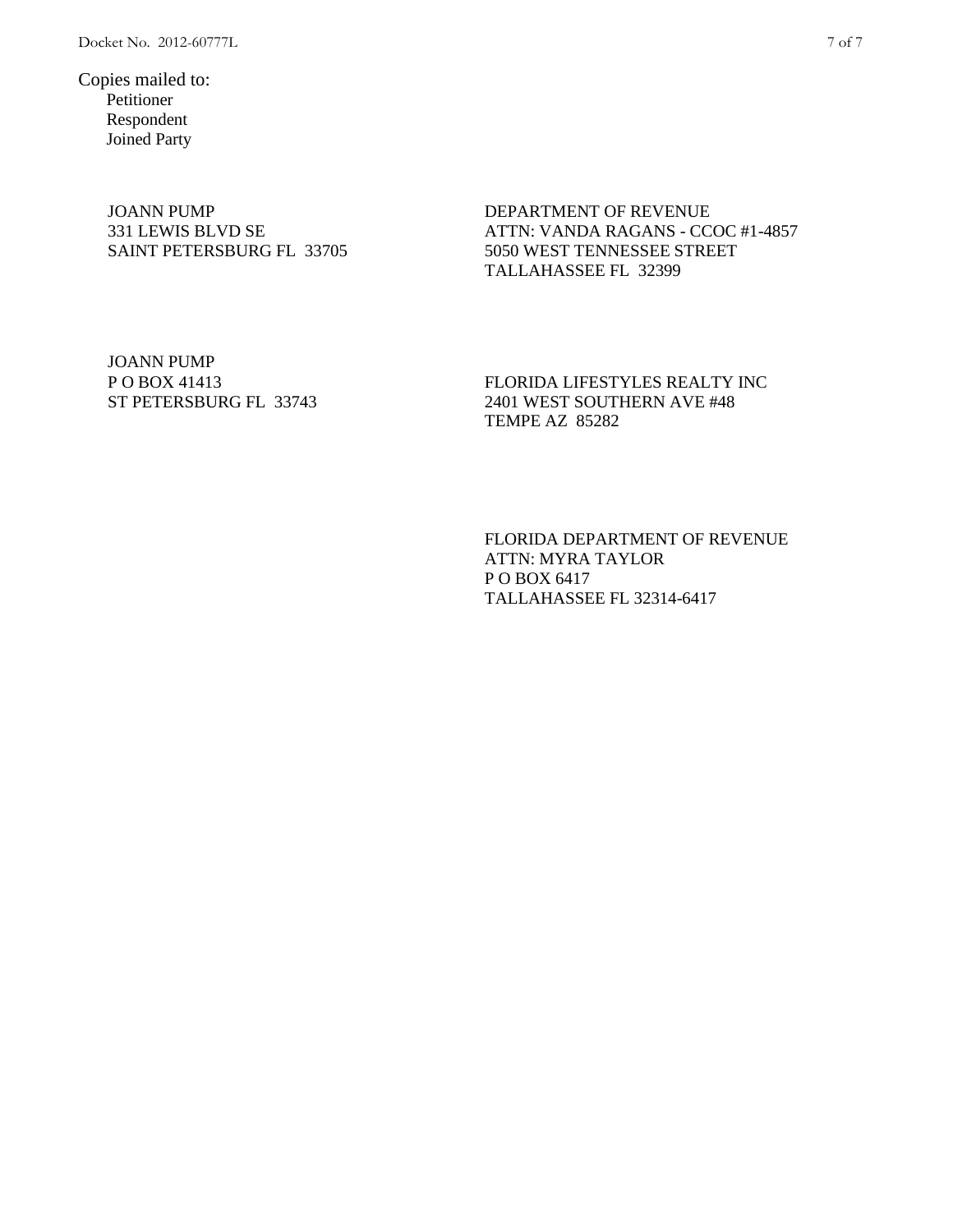Copies mailed to:
Petitioner
Respondent
Joined Party

JOANN PUMP
331 LEWIS BLVD SE
SAINT PETERSBURG FL 33705

DEPARTMENT OF REVENUE
ATTN: VANDA RAGANS - CCOC #1-4857
5050 WEST TENNESSEE STREET
TALLAHASSEE FL 32399

JOANN PUMP
P O BOX 41413
ST PETERSBURG FL 33743

FLORIDA LIFESTYLES REALTY INC
2401 WEST SOUTHERN AVE #48
TEMPE AZ 85282

FLORIDA DEPARTMENT OF REVENUE
ATTN: MYRA TAYLOR
P O BOX 6417
TALLAHASSEE FL 32314-6417